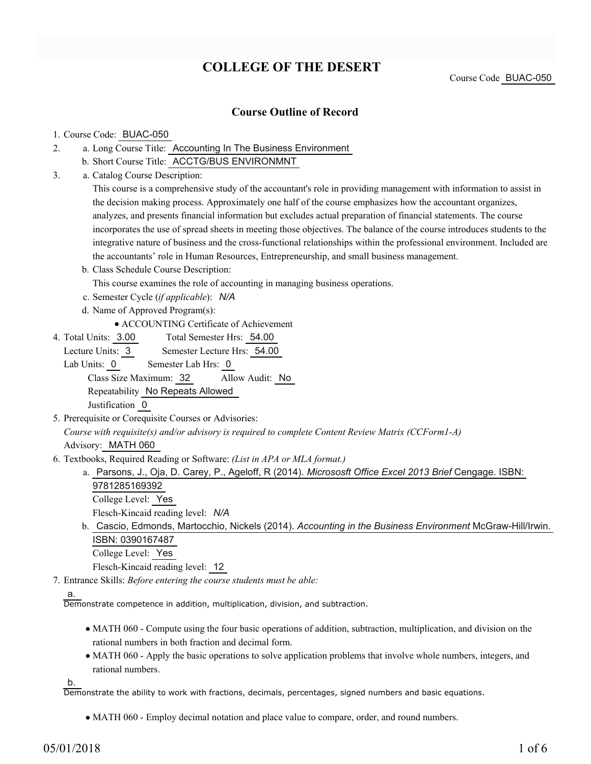# COLLEGE OF THE DESERT

Course Code BUAC-050

## Course Outline of Record

1. Course Code: BUAC-050
2. a. Long Course Title: Accounting In The Business Environment
   b. Short Course Title: ACCTG/BUS ENVIRONMNT
3. a. Catalog Course Description:
   This course is a comprehensive study of the accountant's role in providing management with information to assist in the decision making process. Approximately one half of the course emphasizes how the accountant organizes, analyzes, and presents financial information but excludes actual preparation of financial statements. The course incorporates the use of spread sheets in meeting those objectives. The balance of the course introduces students to the integrative nature of business and the cross-functional relationships within the professional environment. Included are the accountants' role in Human Resources, Entrepreneurship, and small business management.
   b. Class Schedule Course Description:
   This course examines the role of accounting in managing business operations.
   c. Semester Cycle (*if applicable*): *N/A*
   d. Name of Approved Program(s):
      - ACCOUNTING Certificate of Achievement
4. Total Units: 3.00 Total Semester Hrs: 54.00
   Lecture Units: 3 Semester Lecture Hrs: 54.00
   Lab Units: 0 Semester Lab Hrs: 0
   Class Size Maximum: 32 Allow Audit: No
   Repeatability No Repeats Allowed
   Justification 0
5. Prerequisite or Corequisite Courses or Advisories:
   *Course with requisite(s) and/or advisory is required to complete Content Review Matrix (CCForm1-A)*
   Advisory: MATH 060
6. Textbooks, Required Reading or Software: *(List in APA or MLA format.)*
   a. Parsons, J., Oja, D. Carey, P., Ageloff, R (2014). *Micrososft Office Excel 2013 Brief* Cengage. ISBN: 9781285169392
      College Level: Yes
      Flesch-Kincaid reading level: *N/A*
   b. Cascio, Edmonds, Martocchio, Nickels (2014). *Accounting in the Business Environment* McGraw-Hill/Irwin. ISBN: 0390167487
      College Level: Yes
      Flesch-Kincaid reading level: 12
7. Entrance Skills: *Before entering the course students must be able:*

   a.
   Demonstrate competence in addition, multiplication, division, and subtraction.

   - MATH 060 - Compute using the four basic operations of addition, subtraction, multiplication, and division on the rational numbers in both fraction and decimal form.
   - MATH 060 - Apply the basic operations to solve application problems that involve whole numbers, integers, and rational numbers.

   b.
   Demonstrate the ability to work with fractions, decimals, percentages, signed numbers and basic equations.

   - MATH 060 - Employ decimal notation and place value to compare, order, and round numbers.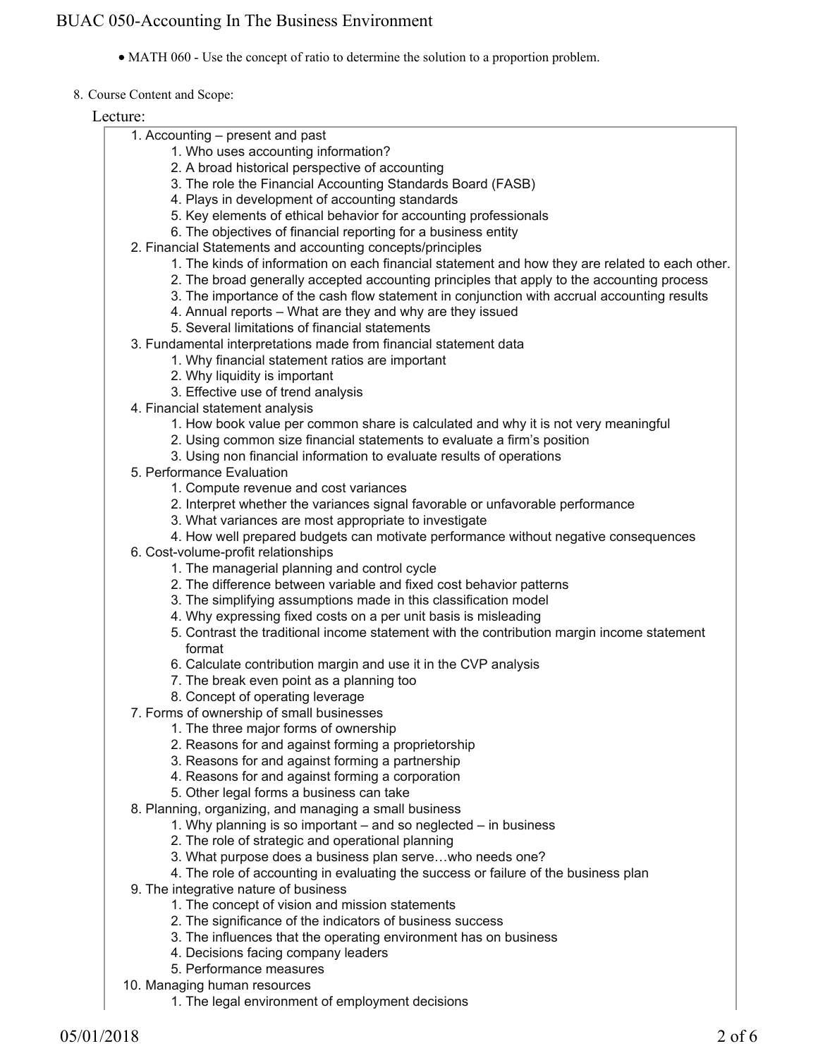- MATH 060 - Use the concept of ratio to determine the solution to a proportion problem.

8. Course Content and Scope:

Lecture:

1. Accounting – present and past
   1. Who uses accounting information?
   2. A broad historical perspective of accounting
   3. The role the Financial Accounting Standards Board (FASB)
   4. Plays in development of accounting standards
   5. Key elements of ethical behavior for accounting professionals
   6. The objectives of financial reporting for a business entity
2. Financial Statements and accounting concepts/principles
   1. The kinds of information on each financial statement and how they are related to each other.
   2. The broad generally accepted accounting principles that apply to the accounting process
   3. The importance of the cash flow statement in conjunction with accrual accounting results
   4. Annual reports – What are they and why are they issued
   5. Several limitations of financial statements
3. Fundamental interpretations made from financial statement data
   1. Why financial statement ratios are important
   2. Why liquidity is important
   3. Effective use of trend analysis
4. Financial statement analysis
   1. How book value per common share is calculated and why it is not very meaningful
   2. Using common size financial statements to evaluate a firm's position
   3. Using non financial information to evaluate results of operations
5. Performance Evaluation
   1. Compute revenue and cost variances
   2. Interpret whether the variances signal favorable or unfavorable performance
   3. What variances are most appropriate to investigate
   4. How well prepared budgets can motivate performance without negative consequences
6. Cost-volume-profit relationships
   1. The managerial planning and control cycle
   2. The difference between variable and fixed cost behavior patterns
   3. The simplifying assumptions made in this classification model
   4. Why expressing fixed costs on a per unit basis is misleading
   5. Contrast the traditional income statement with the contribution margin income statement format
   6. Calculate contribution margin and use it in the CVP analysis
   7. The break even point as a planning too
   8. Concept of operating leverage
7. Forms of ownership of small businesses
   1. The three major forms of ownership
   2. Reasons for and against forming a proprietorship
   3. Reasons for and against forming a partnership
   4. Reasons for and against forming a corporation
   5. Other legal forms a business can take
8. Planning, organizing, and managing a small business
   1. Why planning is so important – and so neglected – in business
   2. The role of strategic and operational planning
   3. What purpose does a business plan serve…who needs one?
   4. The role of accounting in evaluating the success or failure of the business plan
9. The integrative nature of business
   1. The concept of vision and mission statements
   2. The significance of the indicators of business success
   3. The influences that the operating environment has on business
   4. Decisions facing company leaders
   5. Performance measures
10. Managing human resources
    1. The legal environment of employment decisions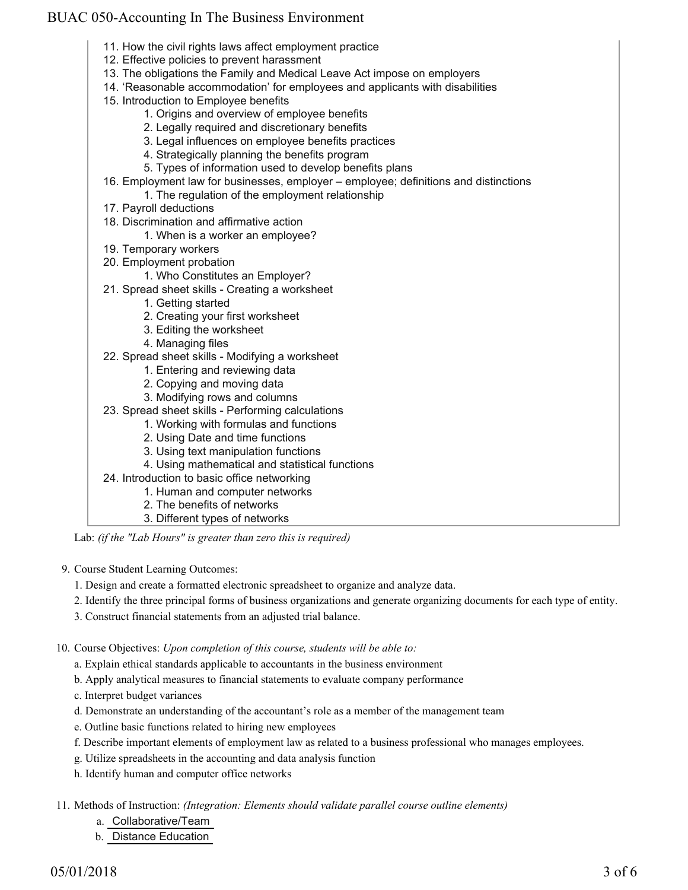11. How the civil rights laws affect employment practice
12. Effective policies to prevent harassment
13. The obligations the Family and Medical Leave Act impose on employers
14. 'Reasonable accommodation' for employees and applicants with disabilities
15. Introduction to Employee benefits
    1. Origins and overview of employee benefits
    2. Legally required and discretionary benefits
    3. Legal influences on employee benefits practices
    4. Strategically planning the benefits program
    5. Types of information used to develop benefits plans
16. Employment law for businesses, employer – employee; definitions and distinctions
    1. The regulation of the employment relationship
17. Payroll deductions
18. Discrimination and affirmative action
    1. When is a worker an employee?
19. Temporary workers
20. Employment probation
    1. Who Constitutes an Employer?
21. Spread sheet skills - Creating a worksheet
    1. Getting started
    2. Creating your first worksheet
    3. Editing the worksheet
    4. Managing files
22. Spread sheet skills - Modifying a worksheet
    1. Entering and reviewing data
    2. Copying and moving data
    3. Modifying rows and columns
23. Spread sheet skills - Performing calculations
    1. Working with formulas and functions
    2. Using Date and time functions
    3. Using text manipulation functions
    4. Using mathematical and statistical functions
24. Introduction to basic office networking
    1. Human and computer networks
    2. The benefits of networks
    3. Different types of networks

Lab: *(if the "Lab Hours" is greater than zero this is required)*

9. Course Student Learning Outcomes:
   1. Design and create a formatted electronic spreadsheet to organize and analyze data.
   2. Identify the three principal forms of business organizations and generate organizing documents for each type of entity.
   3. Construct financial statements from an adjusted trial balance.

10. Course Objectives: *Upon completion of this course, students will be able to:*
    a. Explain ethical standards applicable to accountants in the business environment
    b. Apply analytical measures to financial statements to evaluate company performance
    c. Interpret budget variances
    d. Demonstrate an understanding of the accountant's role as a member of the management team
    e. Outline basic functions related to hiring new employees
    f. Describe important elements of employment law as related to a business professional who manages employees.
    g. Utilize spreadsheets in the accounting and data analysis function
    h. Identify human and computer office networks

11. Methods of Instruction: *(Integration: Elements should validate parallel course outline elements)*
    a. Collaborative/Team
    b. Distance Education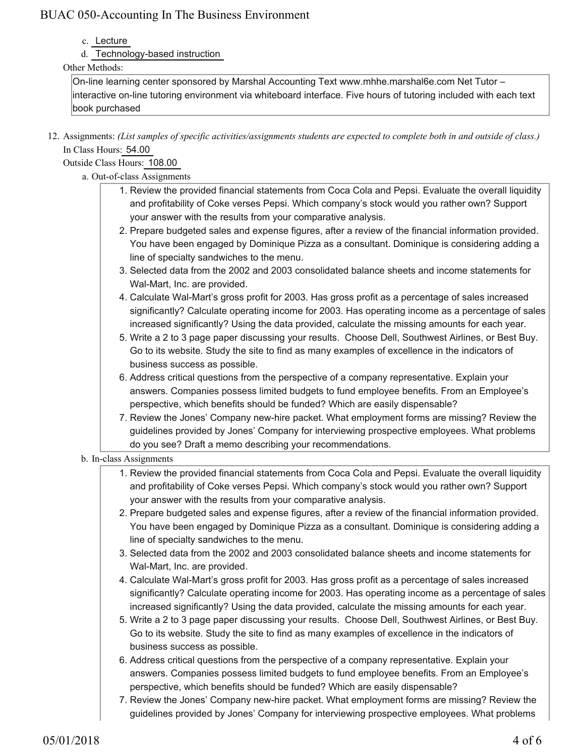c. Lecture
d. Technology-based instruction

Other Methods:

On-line learning center sponsored by Marshal Accounting Text www.mhhe.marshal6e.com Net Tutor – interactive on-line tutoring environment via whiteboard interface. Five hours of tutoring included with each text book purchased

12. Assignments: *(List samples of specific activities/assignments students are expected to complete both in and outside of class.)*

In Class Hours: 54.00

Outside Class Hours: 108.00

a. Out-of-class Assignments

1. Review the provided financial statements from Coca Cola and Pepsi. Evaluate the overall liquidity and profitability of Coke verses Pepsi. Which company's stock would you rather own? Support your answer with the results from your comparative analysis.
2. Prepare budgeted sales and expense figures, after a review of the financial information provided. You have been engaged by Dominique Pizza as a consultant. Dominique is considering adding a line of specialty sandwiches to the menu.
3. Selected data from the 2002 and 2003 consolidated balance sheets and income statements for Wal-Mart, Inc. are provided.
4. Calculate Wal-Mart's gross profit for 2003. Has gross profit as a percentage of sales increased significantly? Calculate operating income for 2003. Has operating income as a percentage of sales increased significantly? Using the data provided, calculate the missing amounts for each year.
5. Write a 2 to 3 page paper discussing your results. Choose Dell, Southwest Airlines, or Best Buy. Go to its website. Study the site to find as many examples of excellence in the indicators of business success as possible.
6. Address critical questions from the perspective of a company representative. Explain your answers. Companies possess limited budgets to fund employee benefits. From an Employee's perspective, which benefits should be funded? Which are easily dispensable?
7. Review the Jones' Company new-hire packet. What employment forms are missing? Review the guidelines provided by Jones' Company for interviewing prospective employees. What problems do you see? Draft a memo describing your recommendations.

b. In-class Assignments

1. Review the provided financial statements from Coca Cola and Pepsi. Evaluate the overall liquidity and profitability of Coke verses Pepsi. Which company's stock would you rather own? Support your answer with the results from your comparative analysis.
2. Prepare budgeted sales and expense figures, after a review of the financial information provided. You have been engaged by Dominique Pizza as a consultant. Dominique is considering adding a line of specialty sandwiches to the menu.
3. Selected data from the 2002 and 2003 consolidated balance sheets and income statements for Wal-Mart, Inc. are provided.
4. Calculate Wal-Mart's gross profit for 2003. Has gross profit as a percentage of sales increased significantly? Calculate operating income for 2003. Has operating income as a percentage of sales increased significantly? Using the data provided, calculate the missing amounts for each year.
5. Write a 2 to 3 page paper discussing your results. Choose Dell, Southwest Airlines, or Best Buy. Go to its website. Study the site to find as many examples of excellence in the indicators of business success as possible.
6. Address critical questions from the perspective of a company representative. Explain your answers. Companies possess limited budgets to fund employee benefits. From an Employee's perspective, which benefits should be funded? Which are easily dispensable?
7. Review the Jones' Company new-hire packet. What employment forms are missing? Review the guidelines provided by Jones' Company for interviewing prospective employees. What problems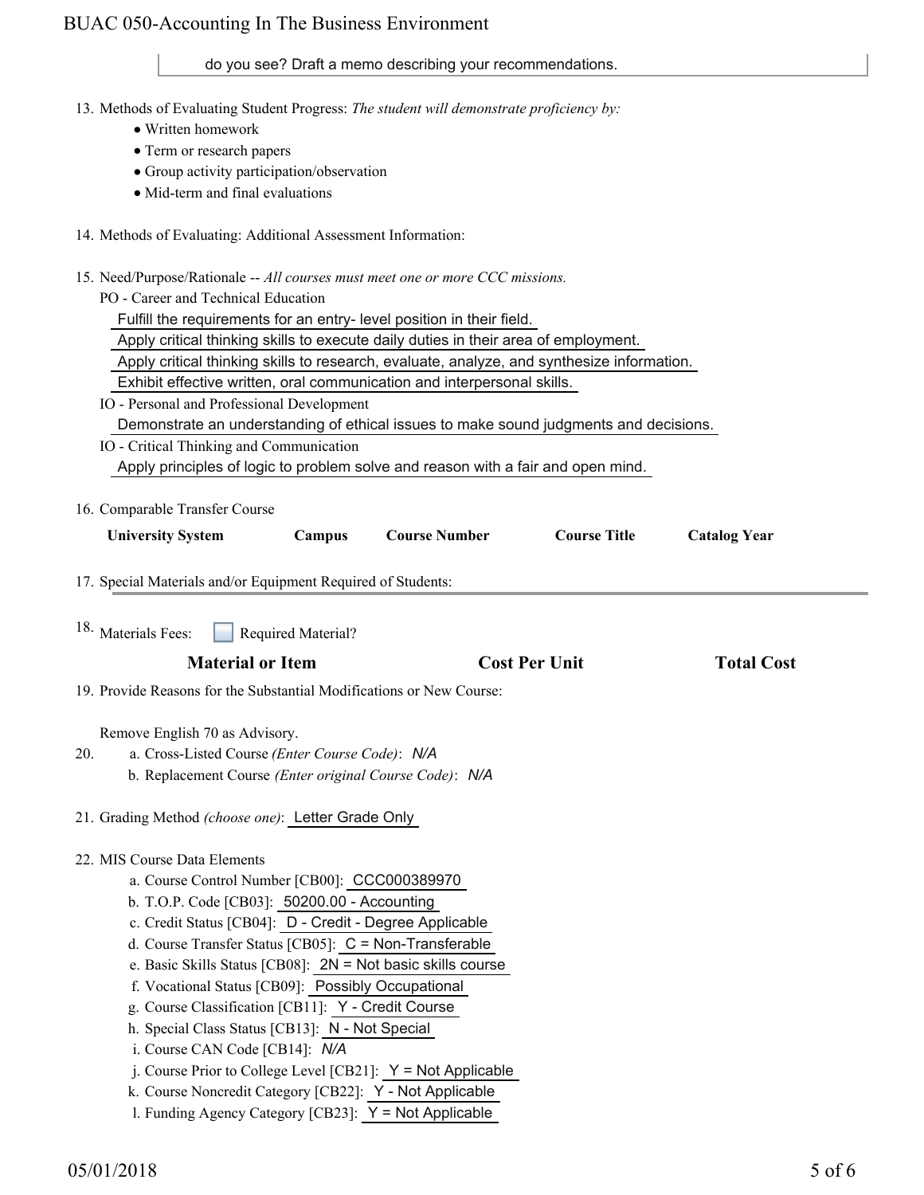do you see? Draft a memo describing your recommendations.

13. Methods of Evaluating Student Progress: *The student will demonstrate proficiency by:*
    - Written homework
    - Term or research papers
    - Group activity participation/observation
    - Mid-term and final evaluations

14. Methods of Evaluating: Additional Assessment Information:

15. Need/Purpose/Rationale -- *All courses must meet one or more CCC missions.*

    PO - Career and Technical Education

    Fulfill the requirements for an entry- level position in their field.

    Apply critical thinking skills to execute daily duties in their area of employment.

    Apply critical thinking skills to research, evaluate, analyze, and synthesize information.

    Exhibit effective written, oral communication and interpersonal skills.

    IO - Personal and Professional Development

    Demonstrate an understanding of ethical issues to make sound judgments and decisions.

    IO - Critical Thinking and Communication

    Apply principles of logic to problem solve and reason with a fair and open mind.

16. Comparable Transfer Course

| University System | Campus | Course Number | Course Title | Catalog Year |
|---|---|---|---|---|

17. Special Materials and/or Equipment Required of Students:

18. Materials Fees: ☐ Required Material?

| Material or Item | Cost Per Unit | Total Cost |
|---|---|---|

19. Provide Reasons for the Substantial Modifications or New Course:

    Remove English 70 as Advisory.

20. a. Cross-Listed Course *(Enter Course Code)*: *N/A*
    b. Replacement Course *(Enter original Course Code)*: *N/A*

21. Grading Method *(choose one)*: Letter Grade Only

22. MIS Course Data Elements
    a. Course Control Number [CB00]: CCC000389970
    b. T.O.P. Code [CB03]: 50200.00 - Accounting
    c. Credit Status [CB04]: D - Credit - Degree Applicable
    d. Course Transfer Status [CB05]: C = Non-Transferable
    e. Basic Skills Status [CB08]: 2N = Not basic skills course
    f. Vocational Status [CB09]: Possibly Occupational
    g. Course Classification [CB11]: Y - Credit Course
    h. Special Class Status [CB13]: N - Not Special
    i. Course CAN Code [CB14]: *N/A*
    j. Course Prior to College Level [CB21]: Y = Not Applicable
    k. Course Noncredit Category [CB22]: Y - Not Applicable
    l. Funding Agency Category [CB23]: Y = Not Applicable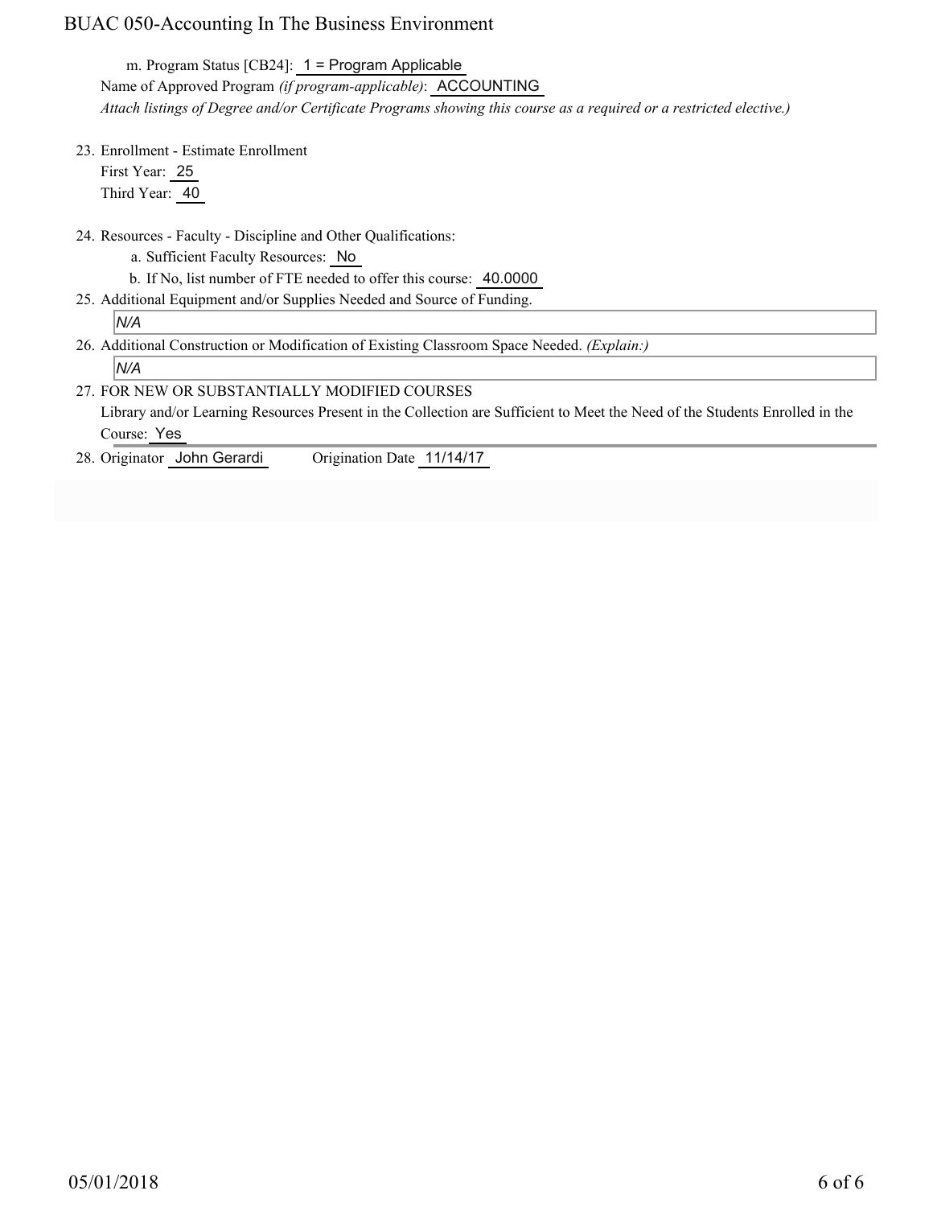m. Program Status [CB24]: 1 = Program Applicable

Name of Approved Program *(if program-applicable)*: ACCOUNTING

*Attach listings of Degree and/or Certificate Programs showing this course as a required or a restricted elective.)*

23. Enrollment - Estimate Enrollment

    First Year: 25

    Third Year: 40

24. Resources - Faculty - Discipline and Other Qualifications:

    a. Sufficient Faculty Resources: No

    b. If No, list number of FTE needed to offer this course: 40.0000

25. Additional Equipment and/or Supplies Needed and Source of Funding.

    *N/A*

26. Additional Construction or Modification of Existing Classroom Space Needed. *(Explain:)*

    *N/A*

27. FOR NEW OR SUBSTANTIALLY MODIFIED COURSES

    Library and/or Learning Resources Present in the Collection are Sufficient to Meet the Need of the Students Enrolled in the Course: Yes

28. Originator John Gerardi Origination Date 11/14/17